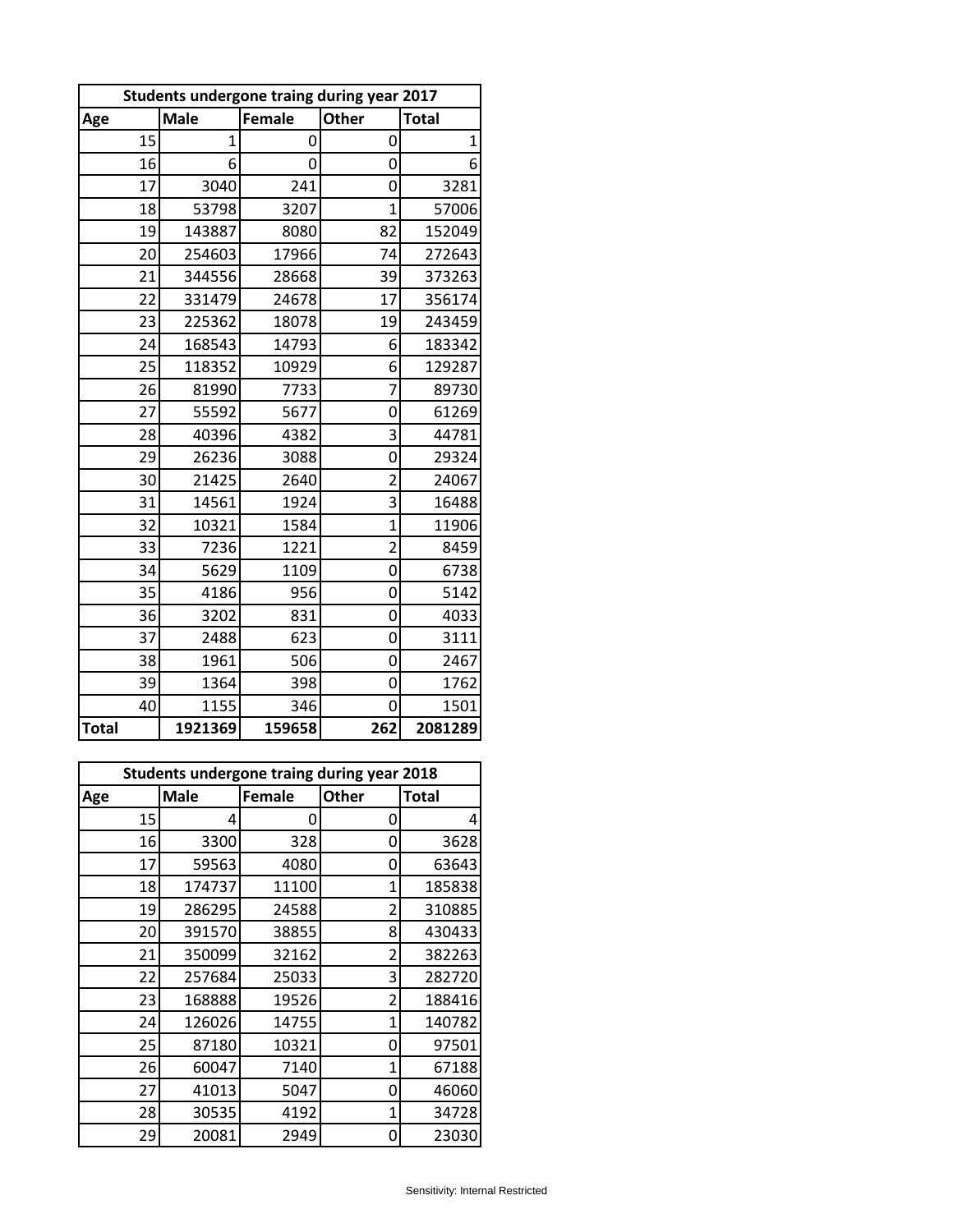| Students undergone traing during year 2017 | | | | |
|---|---|---|---|---|
| Age | Male | Female | Other | Total |
| 15 | 1 | 0 | 0 | 1 |
| 16 | 6 | 0 | 0 | 6 |
| 17 | 3040 | 241 | 0 | 3281 |
| 18 | 53798 | 3207 | 1 | 57006 |
| 19 | 143887 | 8080 | 82 | 152049 |
| 20 | 254603 | 17966 | 74 | 272643 |
| 21 | 344556 | 28668 | 39 | 373263 |
| 22 | 331479 | 24678 | 17 | 356174 |
| 23 | 225362 | 18078 | 19 | 243459 |
| 24 | 168543 | 14793 | 6 | 183342 |
| 25 | 118352 | 10929 | 6 | 129287 |
| 26 | 81990 | 7733 | 7 | 89730 |
| 27 | 55592 | 5677 | 0 | 61269 |
| 28 | 40396 | 4382 | 3 | 44781 |
| 29 | 26236 | 3088 | 0 | 29324 |
| 30 | 21425 | 2640 | 2 | 24067 |
| 31 | 14561 | 1924 | 3 | 16488 |
| 32 | 10321 | 1584 | 1 | 11906 |
| 33 | 7236 | 1221 | 2 | 8459 |
| 34 | 5629 | 1109 | 0 | 6738 |
| 35 | 4186 | 956 | 0 | 5142 |
| 36 | 3202 | 831 | 0 | 4033 |
| 37 | 2488 | 623 | 0 | 3111 |
| 38 | 1961 | 506 | 0 | 2467 |
| 39 | 1364 | 398 | 0 | 1762 |
| 40 | 1155 | 346 | 0 | 1501 |
| **Total** | **1921369** | **159658** | **262** | **2081289** |

| Students undergone traing during year 2018 | | | | |
|---|---|---|---|---|
| Age | Male | Female | Other | Total |
| 15 | 4 | 0 | 0 | 4 |
| 16 | 3300 | 328 | 0 | 3628 |
| 17 | 59563 | 4080 | 0 | 63643 |
| 18 | 174737 | 11100 | 1 | 185838 |
| 19 | 286295 | 24588 | 2 | 310885 |
| 20 | 391570 | 38855 | 8 | 430433 |
| 21 | 350099 | 32162 | 2 | 382263 |
| 22 | 257684 | 25033 | 3 | 282720 |
| 23 | 168888 | 19526 | 2 | 188416 |
| 24 | 126026 | 14755 | 1 | 140782 |
| 25 | 87180 | 10321 | 0 | 97501 |
| 26 | 60047 | 7140 | 1 | 67188 |
| 27 | 41013 | 5047 | 0 | 46060 |
| 28 | 30535 | 4192 | 1 | 34728 |
| 29 | 20081 | 2949 | 0 | 23030 |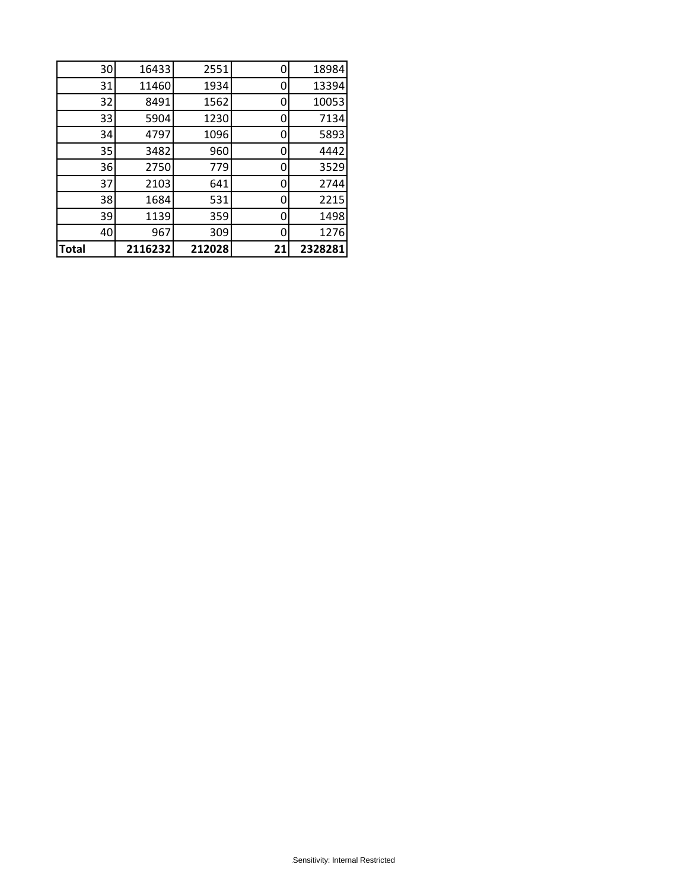| | | | | |
|---|---|---|---|---|
| 30 | 16433 | 2551 | 0 | 18984 |
| 31 | 11460 | 1934 | 0 | 13394 |
| 32 | 8491 | 1562 | 0 | 10053 |
| 33 | 5904 | 1230 | 0 | 7134 |
| 34 | 4797 | 1096 | 0 | 5893 |
| 35 | 3482 | 960 | 0 | 4442 |
| 36 | 2750 | 779 | 0 | 3529 |
| 37 | 2103 | 641 | 0 | 2744 |
| 38 | 1684 | 531 | 0 | 2215 |
| 39 | 1139 | 359 | 0 | 1498 |
| 40 | 967 | 309 | 0 | 1276 |
| **Total** | **2116232** | **212028** | **21** | **2328281** |

Sensitivity: Internal Restricted